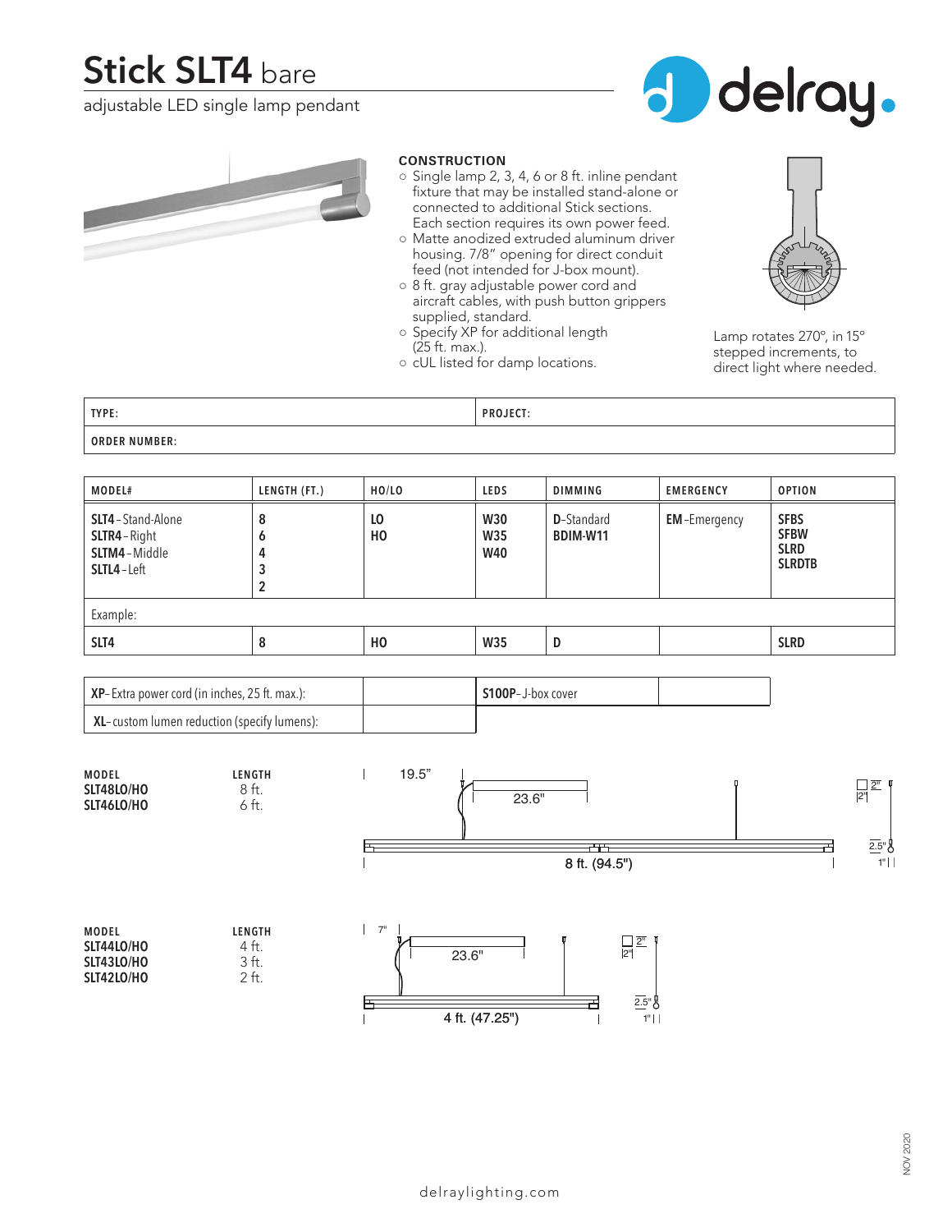# Stick SLT4 bare

adjustable LED single lamp pendant

delray.

### CONSTRUCTION

- Single lamp 2, 3, 4, 6 or 8 ft. inline pendant fixture that may be installed stand-alone or connected to additional Stick sections. Each section requires its own power feed.
- Matte anodized extruded aluminum driver housing. 7/8" opening for direct conduit feed (not intended for J-box mount).
- 8 ft. gray adjustable power cord and aircraft cables, with push button grippers supplied, standard.
- Specify XP for additional length (25 ft. max.).
- cUL listed for damp locations.

Lamp rotates 270º, in 15º stepped increments, to direct light where needed.

| TYPE: | PROJECT: |
|---|---|
| ORDER NUMBER: | |

| MODEL# | LENGTH (FT.) | HO/LO | LEDS | DIMMING | EMERGENCY | OPTION |
|---|---|---|---|---|---|---|
| **SLT4** - Stand-Alone<br>**SLTR4** - Right<br>**SLTM4** - Middle<br>**SLTL4** - Left | **8**<br>**6**<br>**4**<br>**3**<br>**2** | **LO**<br>**HO** | **W30**<br>**W35**<br>**W40** | **D**-Standard<br>**BDIM-W11** | **EM**-Emergency | **SFBS**<br>**SFBW**<br>**SLRD**<br>**SLRDTB** |
| Example: | | | | | | |
| SLT4 | 8 | HO | W35 | D | | SLRD |

| | | | |
|---|---|---|---|
| **XP**- Extra power cord (in inches, 25 ft. max.): | | **S100P**–J-box cover | |
| **XL**- custom lumen reduction (specify lumens): | | | |

| MODEL | LENGTH |
|---|---|
| **SLT48LO/HO** | 8 ft. |
| **SLT46LO/HO** | 6 ft. |

19.5" — 23.6" — 8 ft. (94.5") — 2" — 2" — 2.5" — 1"

| MODEL | LENGTH |
|---|---|
| **SLT44LO/HO** | 4 ft. |
| **SLT43LO/HO** | 3 ft. |
| **SLT42LO/HO** | 2 ft. |

7" — 23.6" — 4 ft. (47.25") — 2" — 2" — 2.5" — 1"

delraylighting.com

NOV 2020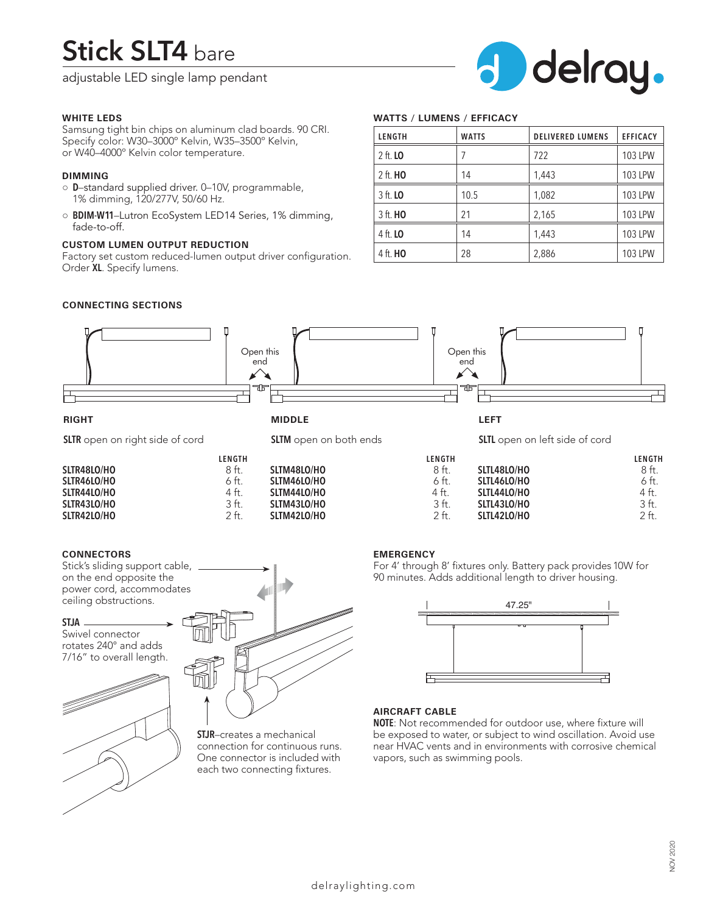# Stick SLT4 bare

adjustable LED single lamp pendant

delray.

### WHITE LEDS

Samsung tight bin chips on aluminum clad boards. 90 CRI. Specify color: W30–3000° Kelvin, W35–3500° Kelvin, or W40–4000° Kelvin color temperature.

### DIMMING

- **D**–standard supplied driver. 0–10V, programmable, 1% dimming, 120/277V, 50/60 Hz.
- **BDIM-W11**–Lutron EcoSystem LED14 Series, 1% dimming, fade-to-off.

### CUSTOM LUMEN OUTPUT REDUCTION

Factory set custom reduced-lumen output driver configuration. Order **XL**. Specify lumens.

### WATTS / LUMENS / EFFICACY

| LENGTH | WATTS | DELIVERED LUMENS | EFFICACY |
|---|---|---|---|
| 2 ft. **LO** | 7 | 722 | 103 LPW |
| 2 ft. **HO** | 14 | 1,443 | 103 LPW |
| 3 ft. **LO** | 10.5 | 1,082 | 103 LPW |
| 3 ft. **HO** | 21 | 2,165 | 103 LPW |
| 4 ft. **LO** | 14 | 1,443 | 103 LPW |
| 4 ft. **HO** | 28 | 2,886 | 103 LPW |

### CONNECTING SECTIONS

Open this end

Open this end

**RIGHT**

**SLTR** open on right side of cord

| | LENGTH |
|---|---|
| **SLTR48LO/HO** | 8 ft. |
| **SLTR46LO/HO** | 6 ft. |
| **SLTR44LO/HO** | 4 ft. |
| **SLTR43LO/HO** | 3 ft. |
| **SLTR42LO/HO** | 2 ft. |

**MIDDLE**

**SLTM** open on both ends

| | LENGTH |
|---|---|
| **SLTM48LO/HO** | 8 ft. |
| **SLTM46LO/HO** | 6 ft. |
| **SLTM44LO/HO** | 4 ft. |
| **SLTM43LO/HO** | 3 ft. |
| **SLTM42LO/HO** | 2 ft. |

**LEFT**

**SLTL** open on left side of cord

| | LENGTH |
|---|---|
| **SLTL48LO/HO** | 8 ft. |
| **SLTL46LO/HO** | 6 ft. |
| **SLTL44LO/HO** | 4 ft. |
| **SLTL43LO/HO** | 3 ft. |
| **SLTL42LO/HO** | 2 ft. |

### CONNECTORS

Stick's sliding support cable, on the end opposite the power cord, accommodates ceiling obstructions.

**STJA**
Swivel connector rotates 240° and adds 7/16" to overall length.

**STJR**–creates a mechanical connection for continuous runs. One connector is included with each two connecting fixtures.

### EMERGENCY

For 4' through 8' fixtures only. Battery pack provides 10W for 90 minutes. Adds additional length to driver housing.

47.25"

### AIRCRAFT CABLE

**NOTE**: Not recommended for outdoor use, where fixture will be exposed to water, or subject to wind oscillation. Avoid use near HVAC vents and in environments with corrosive chemical vapors, such as swimming pools.

NOV 2020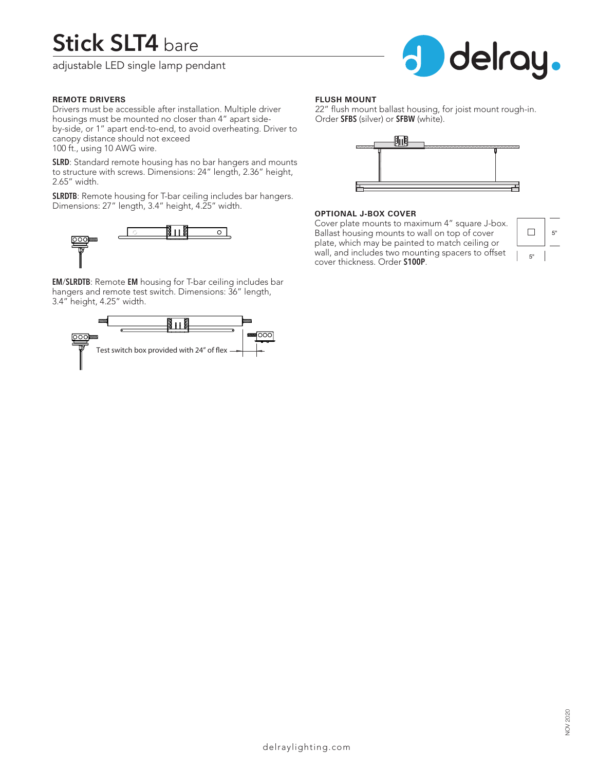# Stick SLT4 bare

adjustable LED single lamp pendant

### REMOTE DRIVERS

Drivers must be accessible after installation. Multiple driver housings must be mounted no closer than 4" apart side-by-side, or 1" apart end-to-end, to avoid overheating. Driver to canopy distance should not exceed 100 ft., using 10 AWG wire.

**SLRD**: Standard remote housing has no bar hangers and mounts to structure with screws. Dimensions: 24" length, 2.36" height, 2.65" width.

**SLRDTB**: Remote housing for T-bar ceiling includes bar hangers. Dimensions: 27" length, 3.4" height, 4.25" width.

**EM**/**SLRDTB**: Remote **EM** housing for T-bar ceiling includes bar hangers and remote test switch. Dimensions: 36" length, 3.4" height, 4.25" width.

Test switch box provided with 24" of flex

### FLUSH MOUNT

22" flush mount ballast housing, for joist mount rough-in. Order **SFBS** (silver) or **SFBW** (white).

### OPTIONAL J-BOX COVER

Cover plate mounts to maximum 4" square J-box. Ballast housing mounts to wall on top of cover plate, which may be painted to match ceiling or wall, and includes two mounting spacers to offset cover thickness. Order **S100P**.

5"

5"

delraylighting.com

NOV 2020